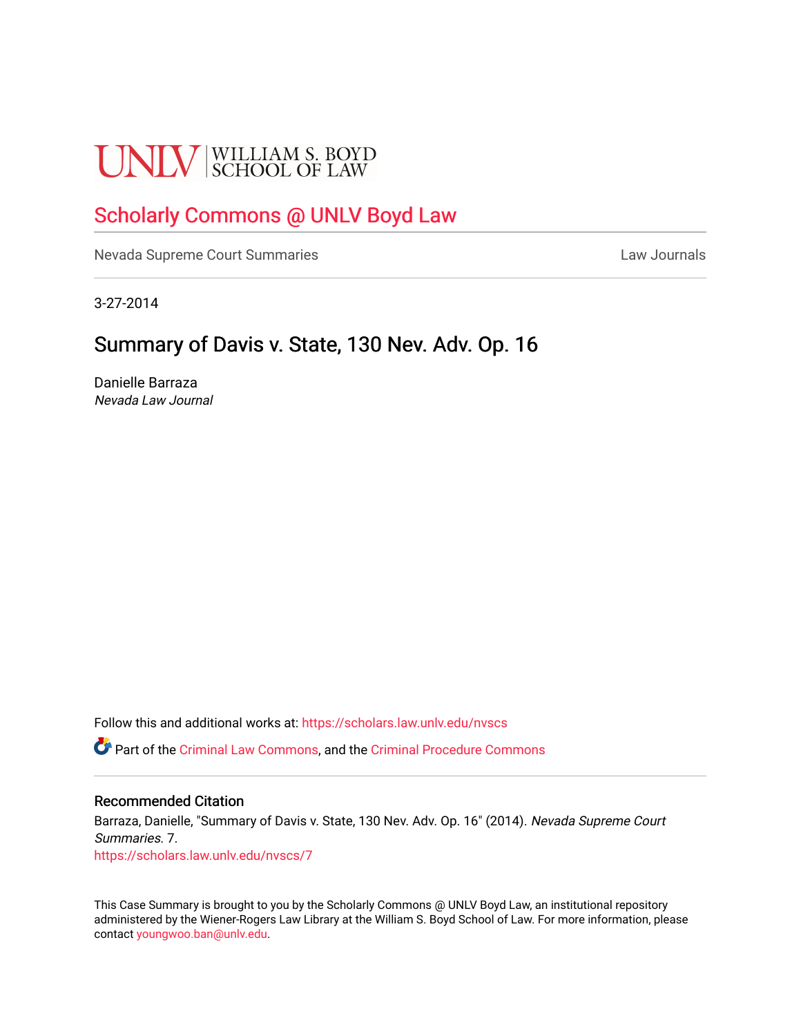UNLV | WILLIAM S. BOYD SCHOOL OF LAW

# Scholarly Commons @ UNLV Boyd Law

Nevada Supreme Court Summaries | Law Journals

3-27-2014

## Summary of Davis v. State, 130 Nev. Adv. Op. 16

Danielle Barraza
*Nevada Law Journal*

Follow this and additional works at: https://scholars.law.unlv.edu/nvscs

Part of the Criminal Law Commons, and the Criminal Procedure Commons

### Recommended Citation

Barraza, Danielle, "Summary of Davis v. State, 130 Nev. Adv. Op. 16" (2014). *Nevada Supreme Court Summaries*. 7.
https://scholars.law.unlv.edu/nvscs/7

This Case Summary is brought to you by the Scholarly Commons @ UNLV Boyd Law, an institutional repository administered by the Wiener-Rogers Law Library at the William S. Boyd School of Law. For more information, please contact youngwoo.ban@unlv.edu.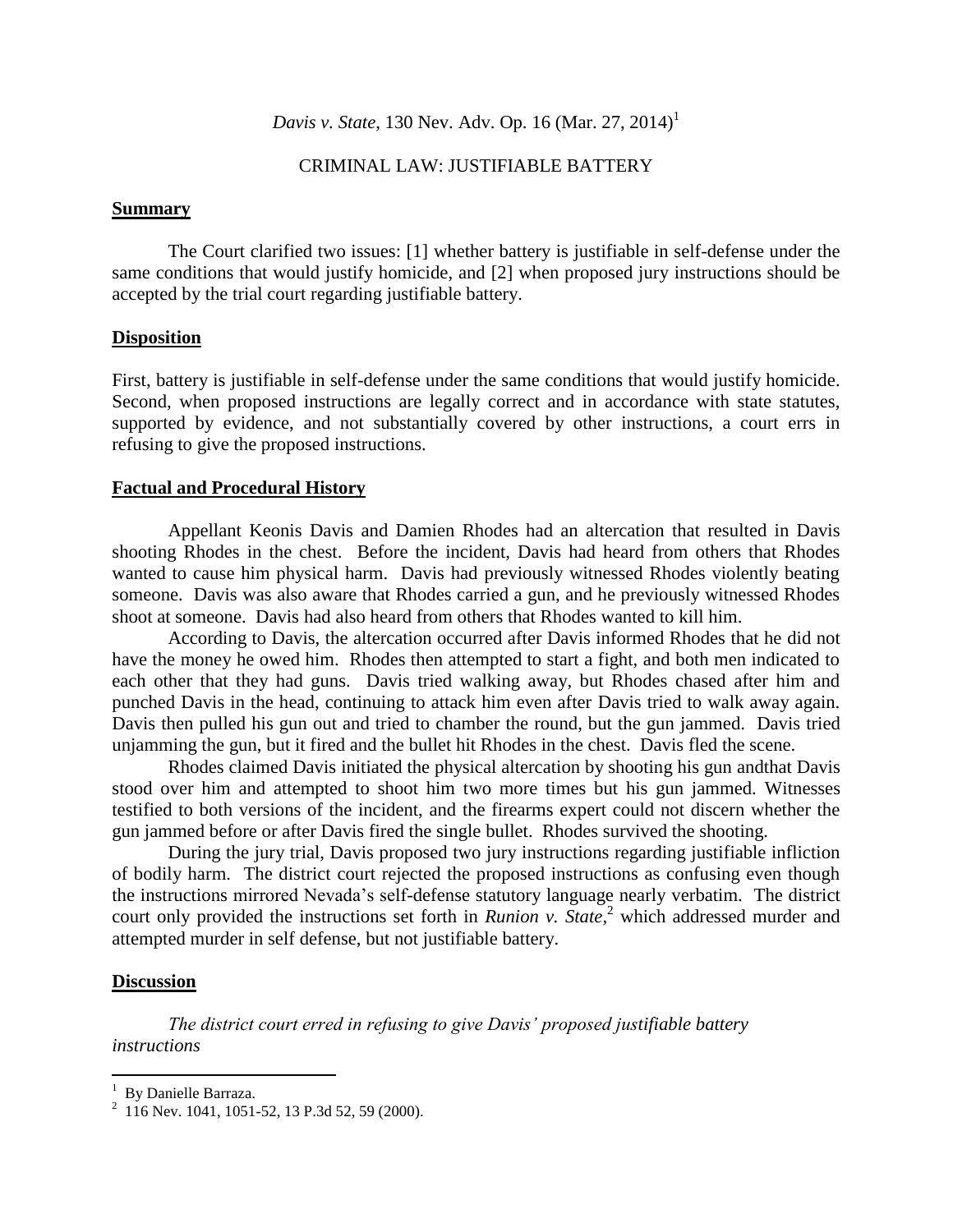*Davis v. State*, 130 Nev. Adv. Op. 16 (Mar. 27, 2014)[1]

CRIMINAL LAW: JUSTIFIABLE BATTERY

## Summary

The Court clarified two issues: [1] whether battery is justifiable in self-defense under the same conditions that would justify homicide, and [2] when proposed jury instructions should be accepted by the trial court regarding justifiable battery.

## Disposition

First, battery is justifiable in self-defense under the same conditions that would justify homicide. Second, when proposed instructions are legally correct and in accordance with state statutes, supported by evidence, and not substantially covered by other instructions, a court errs in refusing to give the proposed instructions.

## Factual and Procedural History

Appellant Keonis Davis and Damien Rhodes had an altercation that resulted in Davis shooting Rhodes in the chest. Before the incident, Davis had heard from others that Rhodes wanted to cause him physical harm. Davis had previously witnessed Rhodes violently beating someone. Davis was also aware that Rhodes carried a gun, and he previously witnessed Rhodes shoot at someone. Davis had also heard from others that Rhodes wanted to kill him.

According to Davis, the altercation occurred after Davis informed Rhodes that he did not have the money he owed him. Rhodes then attempted to start a fight, and both men indicated to each other that they had guns. Davis tried walking away, but Rhodes chased after him and punched Davis in the head, continuing to attack him even after Davis tried to walk away again. Davis then pulled his gun out and tried to chamber the round, but the gun jammed. Davis tried unjamming the gun, but it fired and the bullet hit Rhodes in the chest. Davis fled the scene.

Rhodes claimed Davis initiated the physical altercation by shooting his gun andthat Davis stood over him and attempted to shoot him two more times but his gun jammed. Witnesses testified to both versions of the incident, and the firearms expert could not discern whether the gun jammed before or after Davis fired the single bullet. Rhodes survived the shooting.

During the jury trial, Davis proposed two jury instructions regarding justifiable infliction of bodily harm. The district court rejected the proposed instructions as confusing even though the instructions mirrored Nevada's self-defense statutory language nearly verbatim. The district court only provided the instructions set forth in *Runion v. State*,[2] which addressed murder and attempted murder in self defense, but not justifiable battery.

## Discussion

*The district court erred in refusing to give Davis' proposed justifiable battery instructions*

---

[1] By Danielle Barraza.

[2] 116 Nev. 1041, 1051-52, 13 P.3d 52, 59 (2000).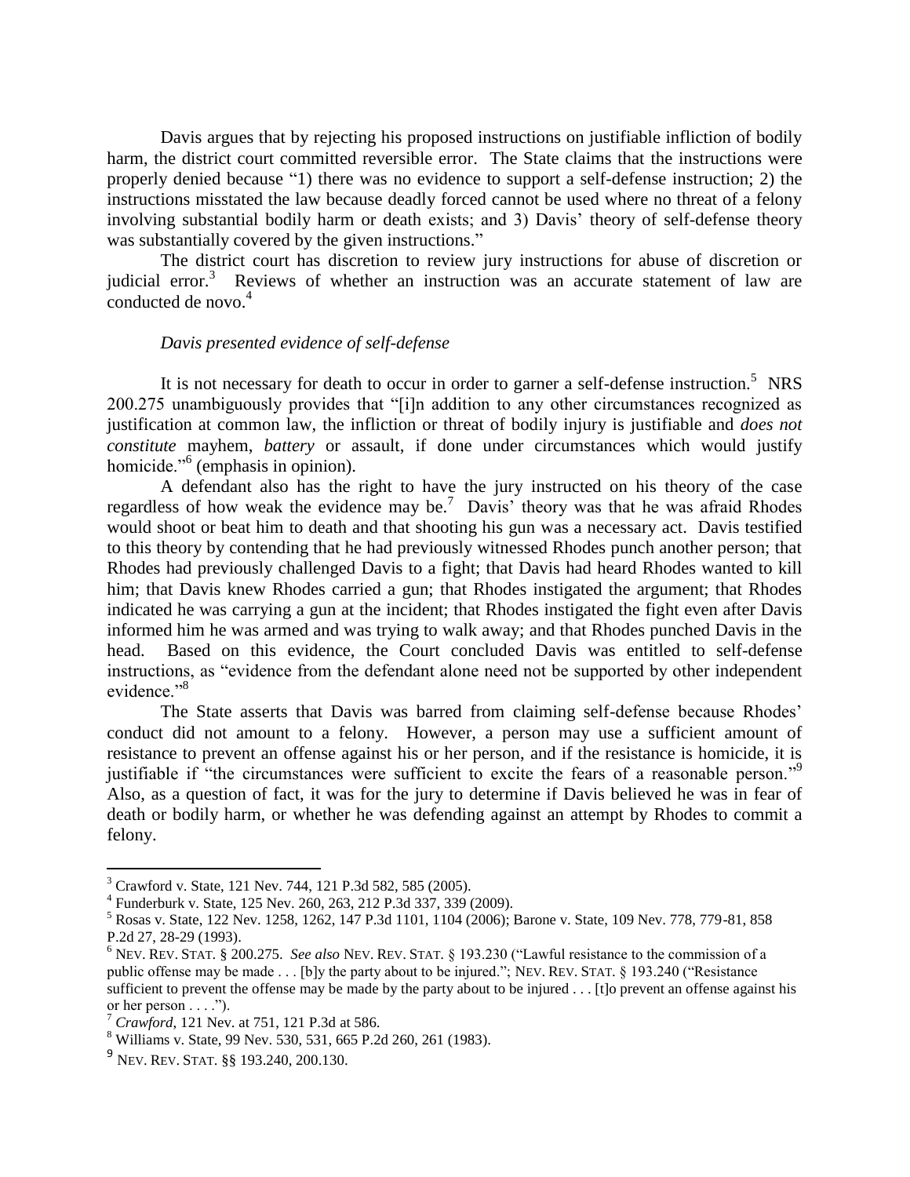Davis argues that by rejecting his proposed instructions on justifiable infliction of bodily harm, the district court committed reversible error. The State claims that the instructions were properly denied because "1) there was no evidence to support a self-defense instruction; 2) the instructions misstated the law because deadly forced cannot be used where no threat of a felony involving substantial bodily harm or death exists; and 3) Davis' theory of self-defense theory was substantially covered by the given instructions."

The district court has discretion to review jury instructions for abuse of discretion or judicial error.[3] Reviews of whether an instruction was an accurate statement of law are conducted de novo.[4]

*Davis presented evidence of self-defense*

It is not necessary for death to occur in order to garner a self-defense instruction.[5] NRS 200.275 unambiguously provides that "[i]n addition to any other circumstances recognized as justification at common law, the infliction or threat of bodily injury is justifiable and *does not constitute* mayhem, *battery* or assault, if done under circumstances which would justify homicide."[6] (emphasis in opinion).

A defendant also has the right to have the jury instructed on his theory of the case regardless of how weak the evidence may be.[7] Davis' theory was that he was afraid Rhodes would shoot or beat him to death and that shooting his gun was a necessary act. Davis testified to this theory by contending that he had previously witnessed Rhodes punch another person; that Rhodes had previously challenged Davis to a fight; that Davis had heard Rhodes wanted to kill him; that Davis knew Rhodes carried a gun; that Rhodes instigated the argument; that Rhodes indicated he was carrying a gun at the incident; that Rhodes instigated the fight even after Davis informed him he was armed and was trying to walk away; and that Rhodes punched Davis in the head. Based on this evidence, the Court concluded Davis was entitled to self-defense instructions, as "evidence from the defendant alone need not be supported by other independent evidence."[8]

The State asserts that Davis was barred from claiming self-defense because Rhodes' conduct did not amount to a felony. However, a person may use a sufficient amount of resistance to prevent an offense against his or her person, and if the resistance is homicide, it is justifiable if "the circumstances were sufficient to excite the fears of a reasonable person."[9] Also, as a question of fact, it was for the jury to determine if Davis believed he was in fear of death or bodily harm, or whether he was defending against an attempt by Rhodes to commit a felony.

---

[3] Crawford v. State, 121 Nev. 744, 121 P.3d 582, 585 (2005).

[4] Funderburk v. State, 125 Nev. 260, 263, 212 P.3d 337, 339 (2009).

[5] Rosas v. State, 122 Nev. 1258, 1262, 147 P.3d 1101, 1104 (2006); Barone v. State, 109 Nev. 778, 779-81, 858 P.2d 27, 28-29 (1993).

[6] NEV. REV. STAT. § 200.275. *See also* NEV. REV. STAT. § 193.230 ("Lawful resistance to the commission of a public offense may be made . . . [b]y the party about to be injured."; NEV. REV. STAT. § 193.240 ("Resistance sufficient to prevent the offense may be made by the party about to be injured . . . [t]o prevent an offense against his or her person . . . .").

[7] *Crawford*, 121 Nev. at 751, 121 P.3d at 586.

[8] Williams v. State, 99 Nev. 530, 531, 665 P.2d 260, 261 (1983).

[9] NEV. REV. STAT. §§ 193.240, 200.130.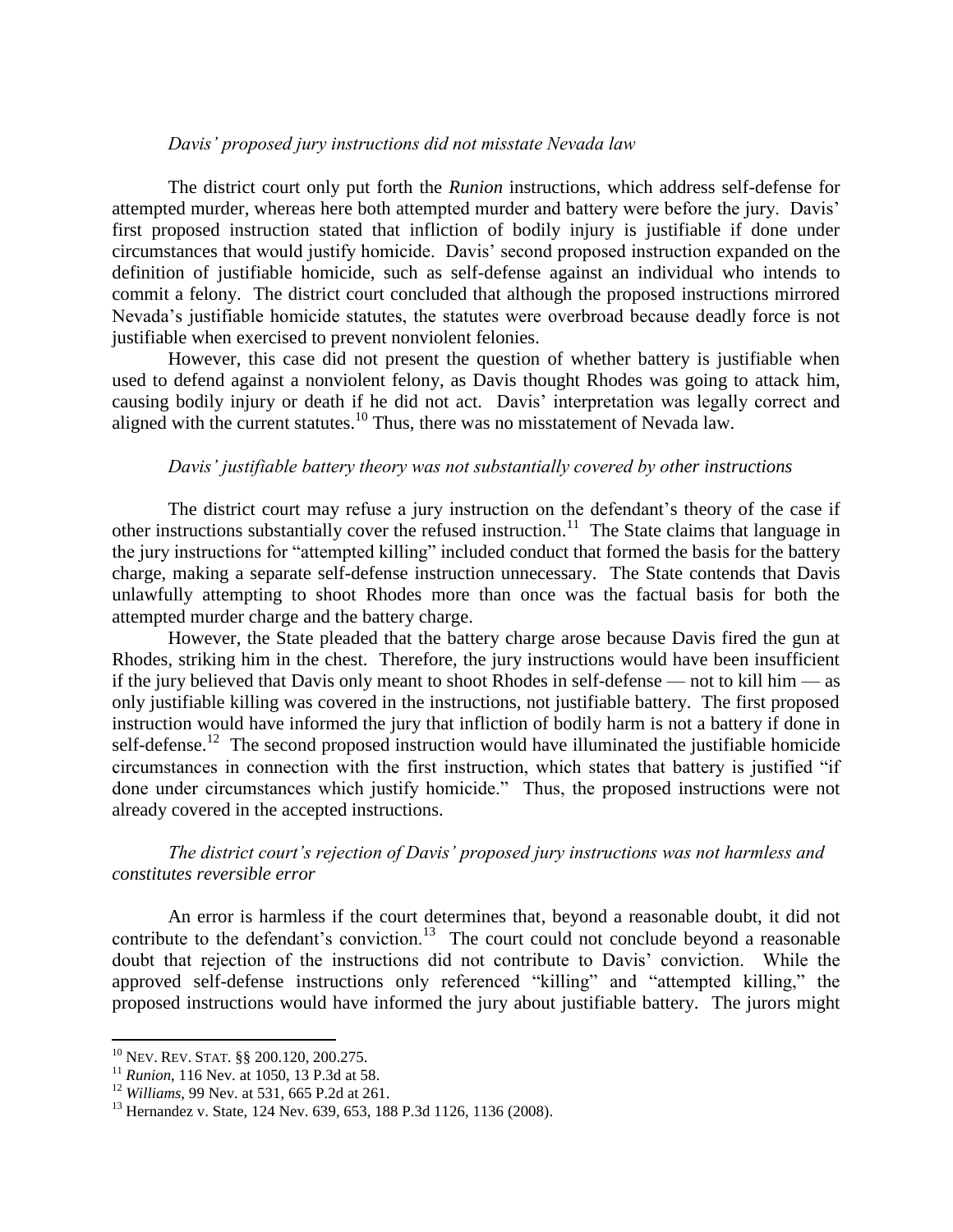*Davis' proposed jury instructions did not misstate Nevada law*

The district court only put forth the *Runion* instructions, which address self-defense for attempted murder, whereas here both attempted murder and battery were before the jury. Davis' first proposed instruction stated that infliction of bodily injury is justifiable if done under circumstances that would justify homicide. Davis' second proposed instruction expanded on the definition of justifiable homicide, such as self-defense against an individual who intends to commit a felony. The district court concluded that although the proposed instructions mirrored Nevada's justifiable homicide statutes, the statutes were overbroad because deadly force is not justifiable when exercised to prevent nonviolent felonies.

However, this case did not present the question of whether battery is justifiable when used to defend against a nonviolent felony, as Davis thought Rhodes was going to attack him, causing bodily injury or death if he did not act. Davis' interpretation was legally correct and aligned with the current statutes.[10] Thus, there was no misstatement of Nevada law.

*Davis' justifiable battery theory was not substantially covered by other instructions*

The district court may refuse a jury instruction on the defendant's theory of the case if other instructions substantially cover the refused instruction.[11] The State claims that language in the jury instructions for "attempted killing" included conduct that formed the basis for the battery charge, making a separate self-defense instruction unnecessary. The State contends that Davis unlawfully attempting to shoot Rhodes more than once was the factual basis for both the attempted murder charge and the battery charge.

However, the State pleaded that the battery charge arose because Davis fired the gun at Rhodes, striking him in the chest. Therefore, the jury instructions would have been insufficient if the jury believed that Davis only meant to shoot Rhodes in self-defense — not to kill him — as only justifiable killing was covered in the instructions, not justifiable battery. The first proposed instruction would have informed the jury that infliction of bodily harm is not a battery if done in self-defense.[12] The second proposed instruction would have illuminated the justifiable homicide circumstances in connection with the first instruction, which states that battery is justified "if done under circumstances which justify homicide." Thus, the proposed instructions were not already covered in the accepted instructions.

*The district court's rejection of Davis' proposed jury instructions was not harmless and constitutes reversible error*

An error is harmless if the court determines that, beyond a reasonable doubt, it did not contribute to the defendant's conviction.[13] The court could not conclude beyond a reasonable doubt that rejection of the instructions did not contribute to Davis' conviction. While the approved self-defense instructions only referenced "killing" and "attempted killing," the proposed instructions would have informed the jury about justifiable battery. The jurors might

---

[10] NEV. REV. STAT. §§ 200.120, 200.275.

[11] *Runion*, 116 Nev. at 1050, 13 P.3d at 58.

[12] *Williams*, 99 Nev. at 531, 665 P.2d at 261.

[13] Hernandez v. State, 124 Nev. 639, 653, 188 P.3d 1126, 1136 (2008).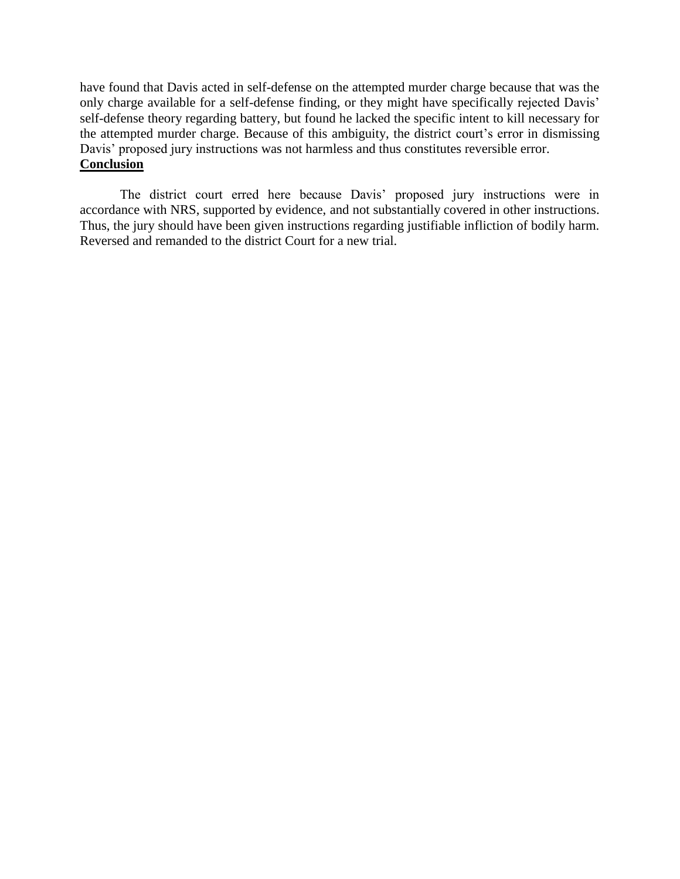have found that Davis acted in self-defense on the attempted murder charge because that was the only charge available for a self-defense finding, or they might have specifically rejected Davis' self-defense theory regarding battery, but found he lacked the specific intent to kill necessary for the attempted murder charge. Because of this ambiguity, the district court's error in dismissing Davis' proposed jury instructions was not harmless and thus constitutes reversible error.

**Conclusion**

The district court erred here because Davis' proposed jury instructions were in accordance with NRS, supported by evidence, and not substantially covered in other instructions. Thus, the jury should have been given instructions regarding justifiable infliction of bodily harm. Reversed and remanded to the district Court for a new trial.